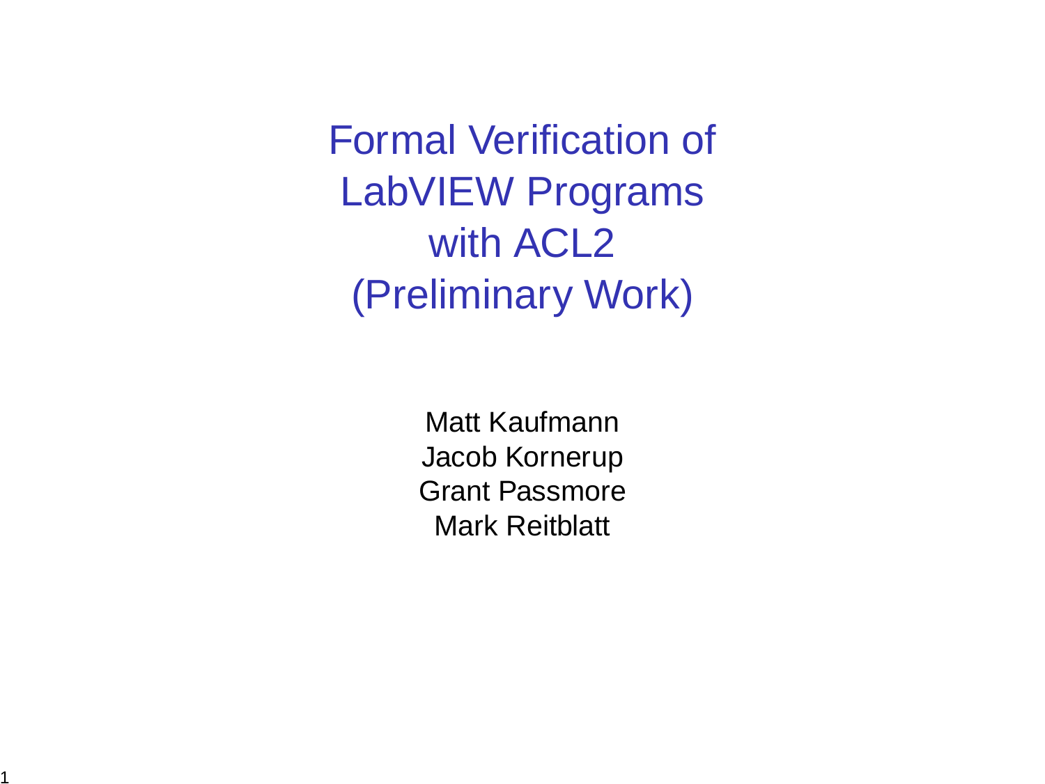# Formal Verification of LabVIEW Programs with ACL2 (Preliminary Work)

Matt Kaufmann
Jacob Kornerup
Grant Passmore
Mark Reitblatt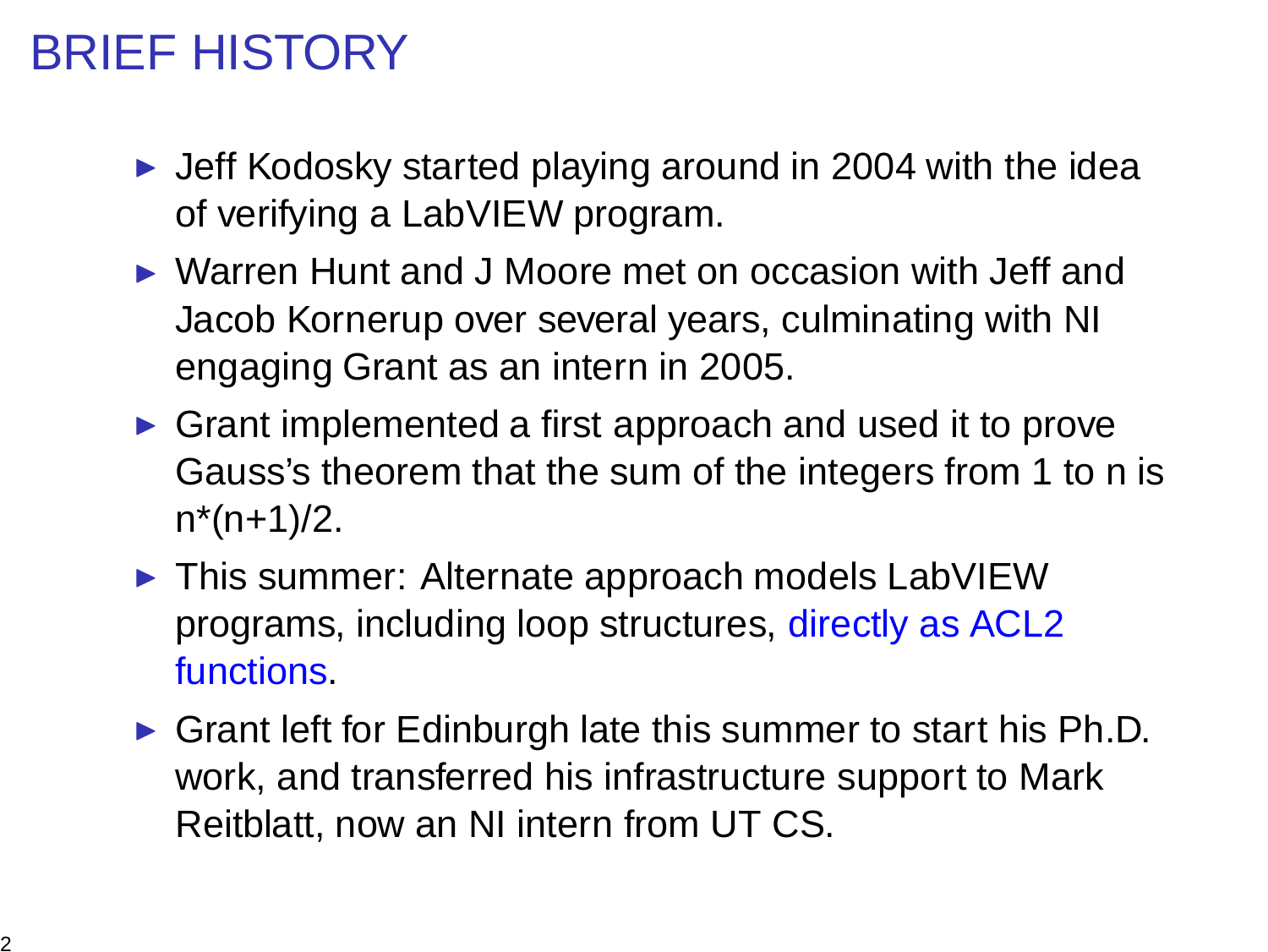# BRIEF HISTORY

- Jeff Kodosky started playing around in 2004 with the idea of verifying a LabVIEW program.
- Warren Hunt and J Moore met on occasion with Jeff and Jacob Kornerup over several years, culminating with NI engaging Grant as an intern in 2005.
- Grant implemented a first approach and used it to prove Gauss's theorem that the sum of the integers from 1 to n is n*(n+1)/2.
- This summer: Alternate approach models LabVIEW programs, including loop structures, directly as ACL2 functions.
- Grant left for Edinburgh late this summer to start his Ph.D. work, and transferred his infrastructure support to Mark Reitblatt, now an NI intern from UT CS.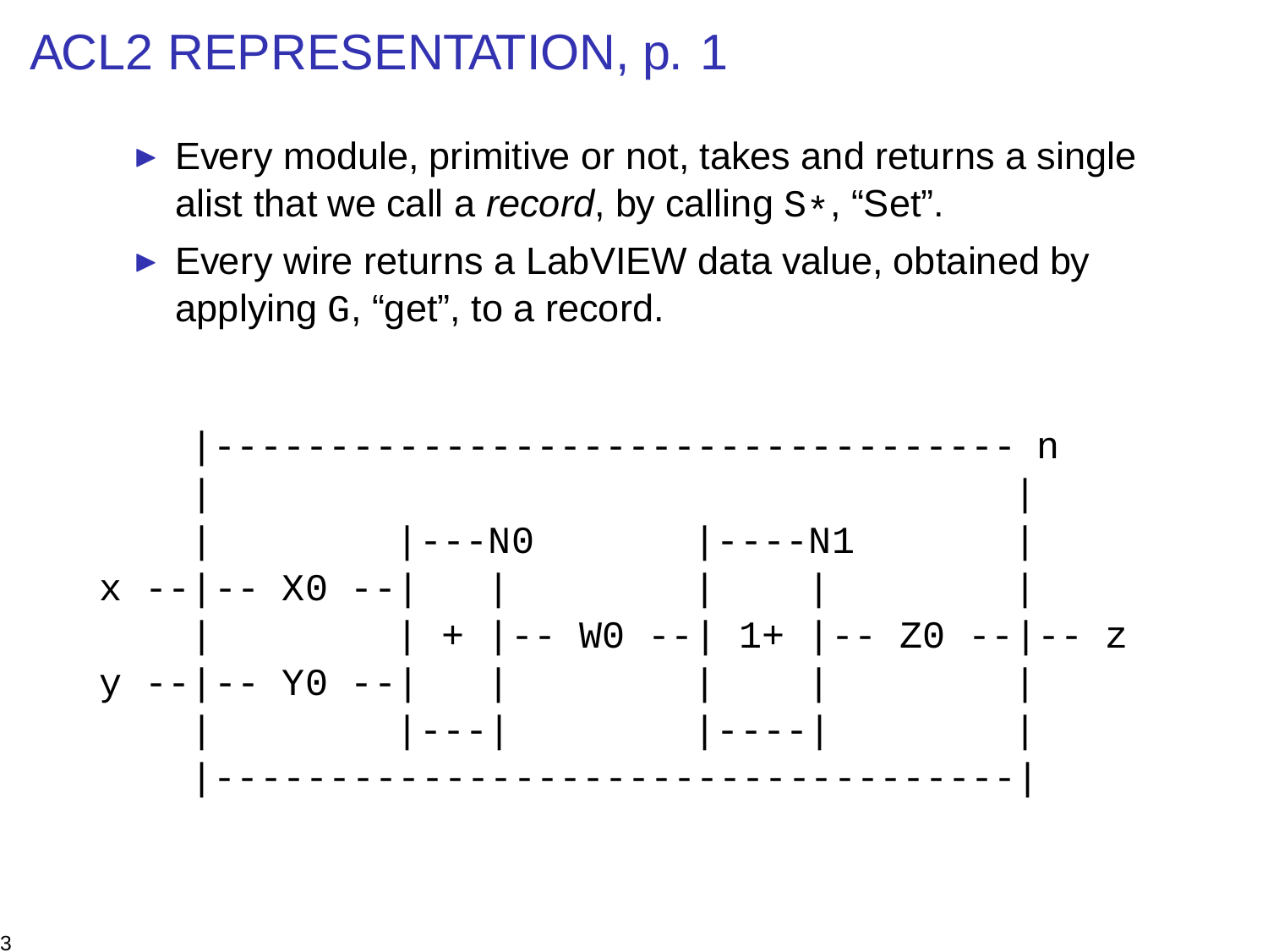# ACL2 REPRESENTATION, p. 1

- Every module, primitive or not, takes and returns a single alist that we call a *record*, by calling `S*`, “Set”.
- Every wire returns a LabVIEW data value, obtained by applying `G`, “get”, to a record.

```
    |------------------------------------ n
    |                                    |
    |         |---N0          |----N1    |
x --|-- X0 --|    |           |     |    |
    |         | + |-- W0 --| 1+ |-- Z0 --|-- z
y --|-- Y0 --|    |           |     |    |
    |         |---|           |----|     |
    |------------------------------------|
```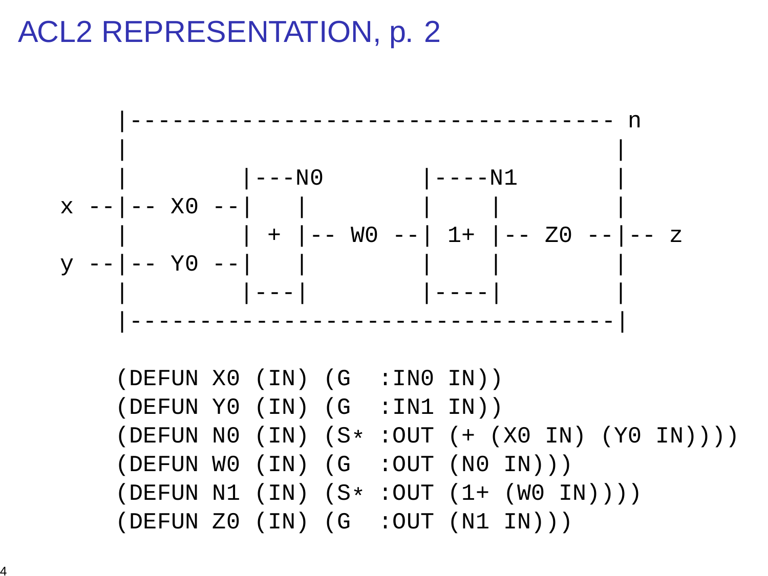# ACL2 REPRESENTATION, p. 2

```
     |------------------------------------ n
     |                                    |
     |          |---N0        |----N1      |
x --|-- X0 --|    |          |     |      |
     |          | + |-- W0 --| 1+  |-- Z0 --|-- z
y --|-- Y0 --|    |          |     |      |
     |          |---|        |----|      |
     |------------------------------------|
```

```
(DEFUN X0 (IN) (G  :IN0 IN))
(DEFUN Y0 (IN) (G  :IN1 IN))
(DEFUN N0 (IN) (S* :OUT (+ (X0 IN) (Y0 IN))))
(DEFUN W0 (IN) (G  :OUT (N0 IN)))
(DEFUN N1 (IN) (S* :OUT (1+ (W0 IN))))
(DEFUN Z0 (IN) (G  :OUT (N1 IN)))
```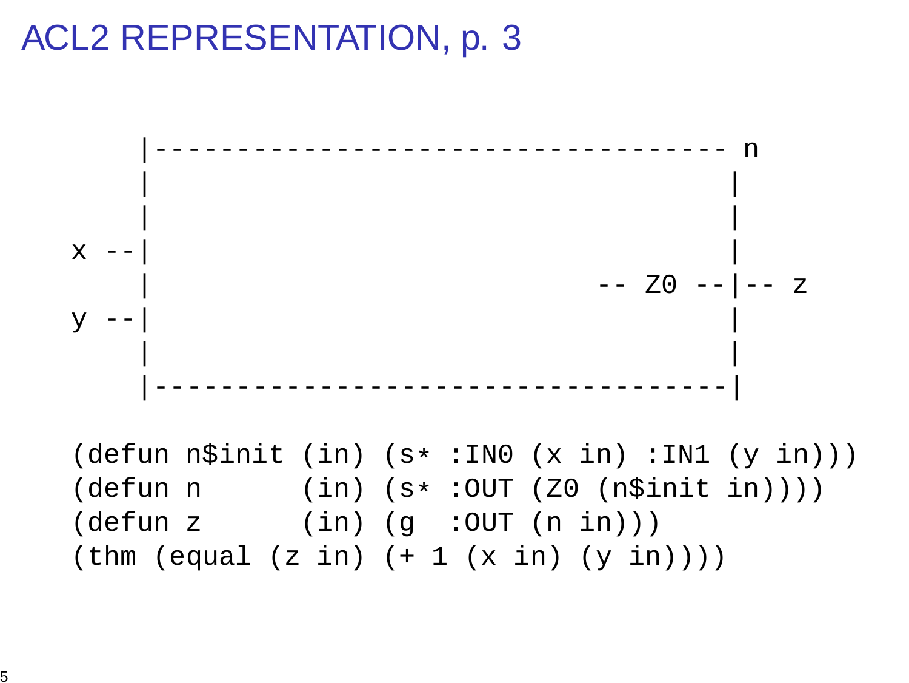# ACL2 REPRESENTATION, p. 3

```
         |----------------------------------- n
         |                                    |
         |                                    |
    x --|                                    |
         |                          -- Z0 --|-- z
    y --|                                    |
         |                                    |
         |-----------------------------------|
```

```
(defun n$init (in) (s* :IN0 (x in) :IN1 (y in)))
(defun n      (in) (s* :OUT (Z0 (n$init in))))
(defun z      (in) (g  :OUT (n in)))
(thm (equal (z in) (+ 1 (x in) (y in))))
```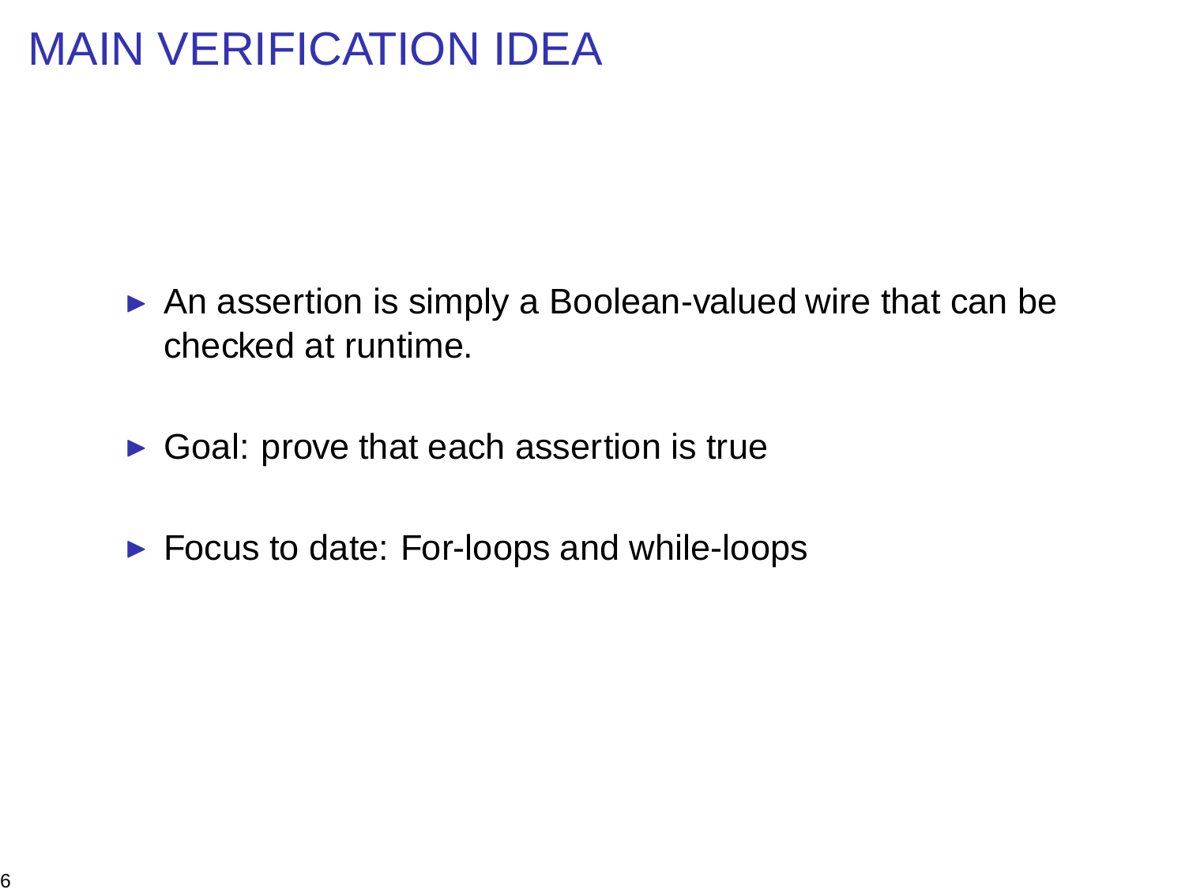# MAIN VERIFICATION IDEA

- An assertion is simply a Boolean-valued wire that can be checked at runtime.
- Goal: prove that each assertion is true
- Focus to date: For-loops and while-loops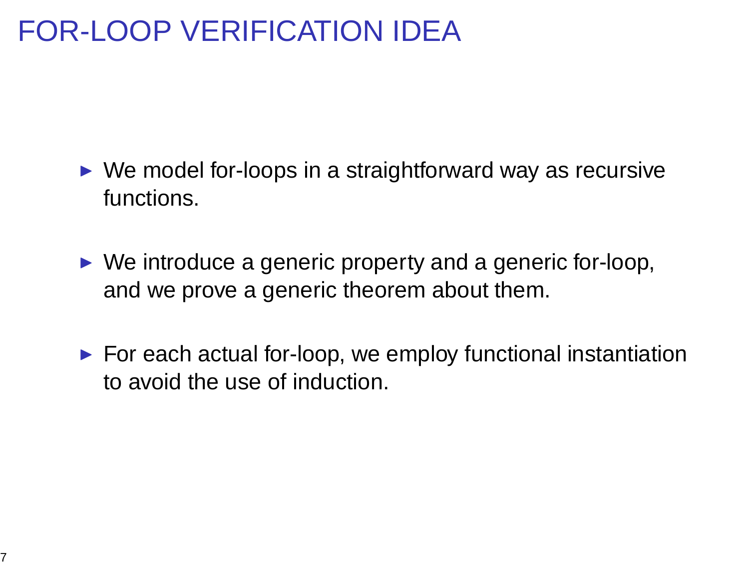# FOR-LOOP VERIFICATION IDEA

- We model for-loops in a straightforward way as recursive functions.
- We introduce a generic property and a generic for-loop, and we prove a generic theorem about them.
- For each actual for-loop, we employ functional instantiation to avoid the use of induction.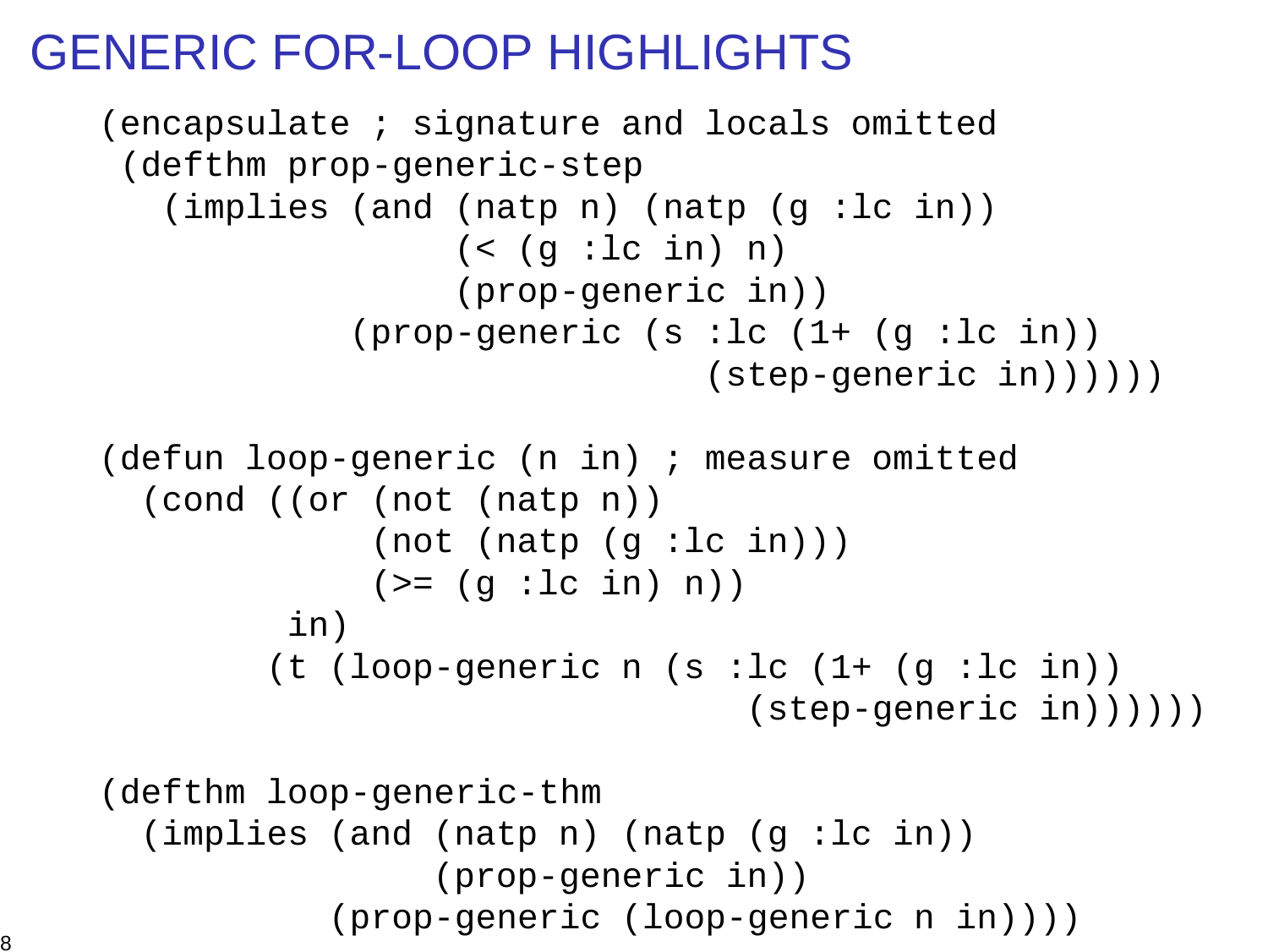# GENERIC FOR-LOOP HIGHLIGHTS

```
(encapsulate ; signature and locals omitted
 (defthm prop-generic-step
   (implies (and (natp n) (natp (g :lc in))
                 (< (g :lc in) n)
                 (prop-generic in))
            (prop-generic (s :lc (1+ (g :lc in))
                            (step-generic in))))))

(defun loop-generic (n in) ; measure omitted
  (cond ((or (not (natp n))
             (not (natp (g :lc in)))
             (>= (g :lc in) n))
         in)
        (t (loop-generic n (s :lc (1+ (g :lc in))
                             (step-generic in))))))

(defthm loop-generic-thm
  (implies (and (natp n) (natp (g :lc in))
                (prop-generic in))
           (prop-generic (loop-generic n in))))
```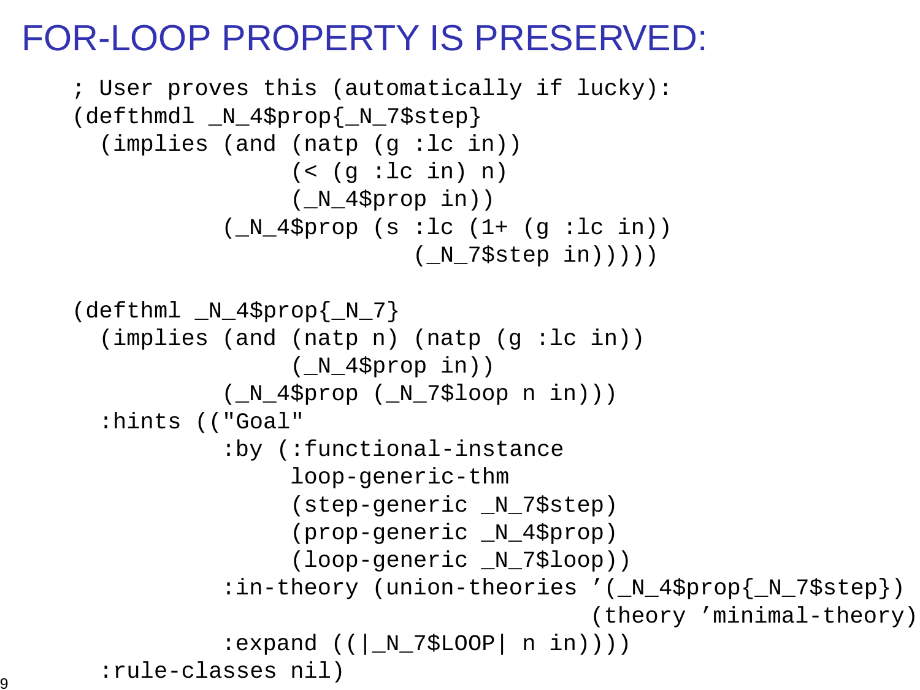# FOR-LOOP PROPERTY IS PRESERVED:

```
; User proves this (automatically if lucky):
(defthmdl _N_4$prop{_N_7$step}
  (implies (and (natp (g :lc in))
                (< (g :lc in) n)
                (_N_4$prop in))
           (_N_4$prop (s :lc (1+ (g :lc in))
                         (_N_7$step in)))))

(defthml _N_4$prop{_N_7}
  (implies (and (natp n) (natp (g :lc in))
                (_N_4$prop in))
           (_N_4$prop (_N_7$loop n in)))
  :hints (("Goal"
           :by (:functional-instance
                loop-generic-thm
                (step-generic _N_7$step)
                (prop-generic _N_4$prop)
                (loop-generic _N_7$loop))
           :in-theory (union-theories '(_N_4$prop{_N_7$step})
                                      (theory 'minimal-theory))
           :expand ((|_N_7$LOOP| n in))))
  :rule-classes nil)
```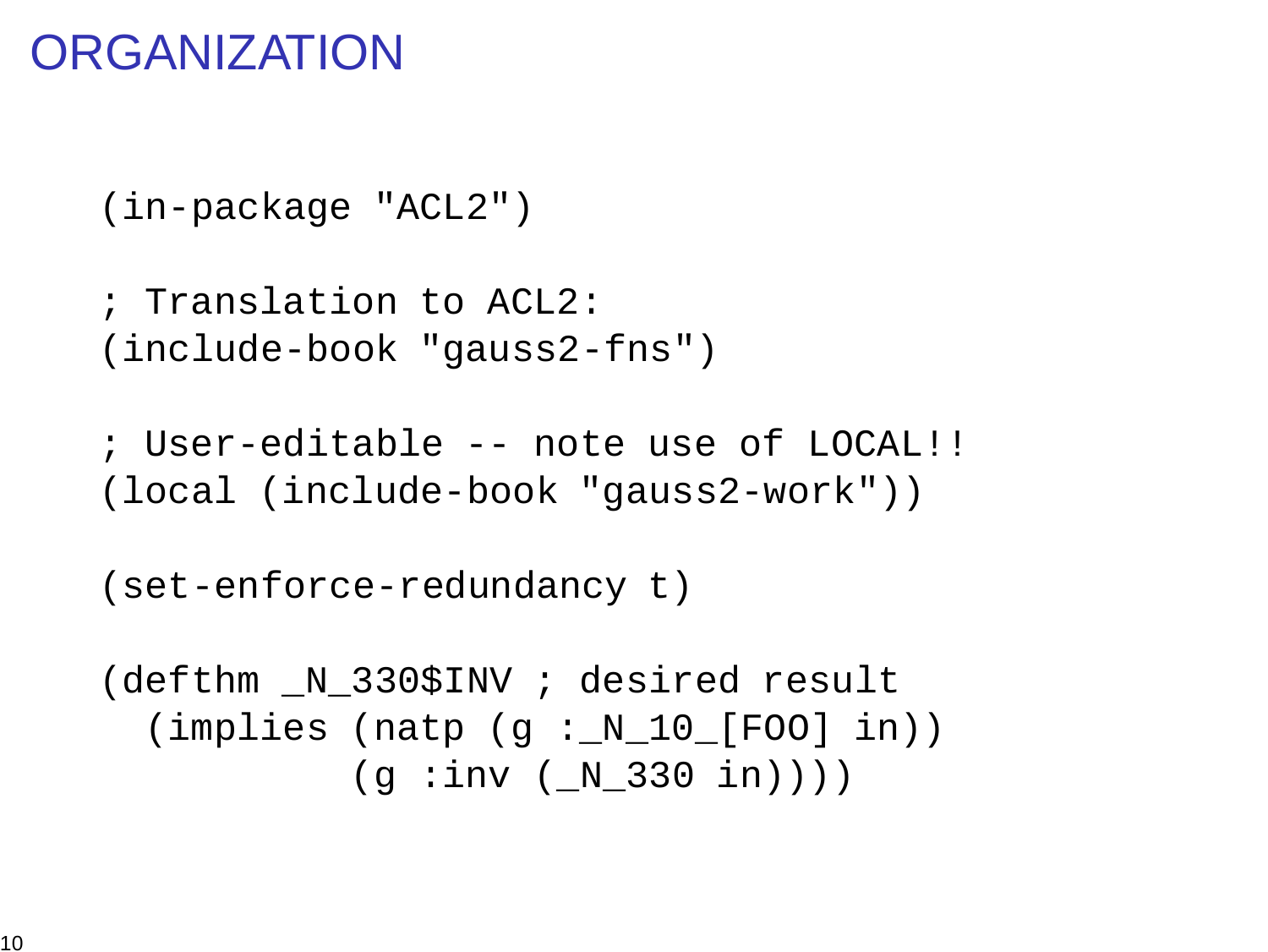# ORGANIZATION

```
(in-package "ACL2")

; Translation to ACL2:
(include-book "gauss2-fns")

; User-editable -- note use of LOCAL!!
(local (include-book "gauss2-work"))

(set-enforce-redundancy t)

(defthm _N_330$INV ; desired result
  (implies (natp (g :_N_10_[FOO] in))
           (g :inv (_N_330 in))))
```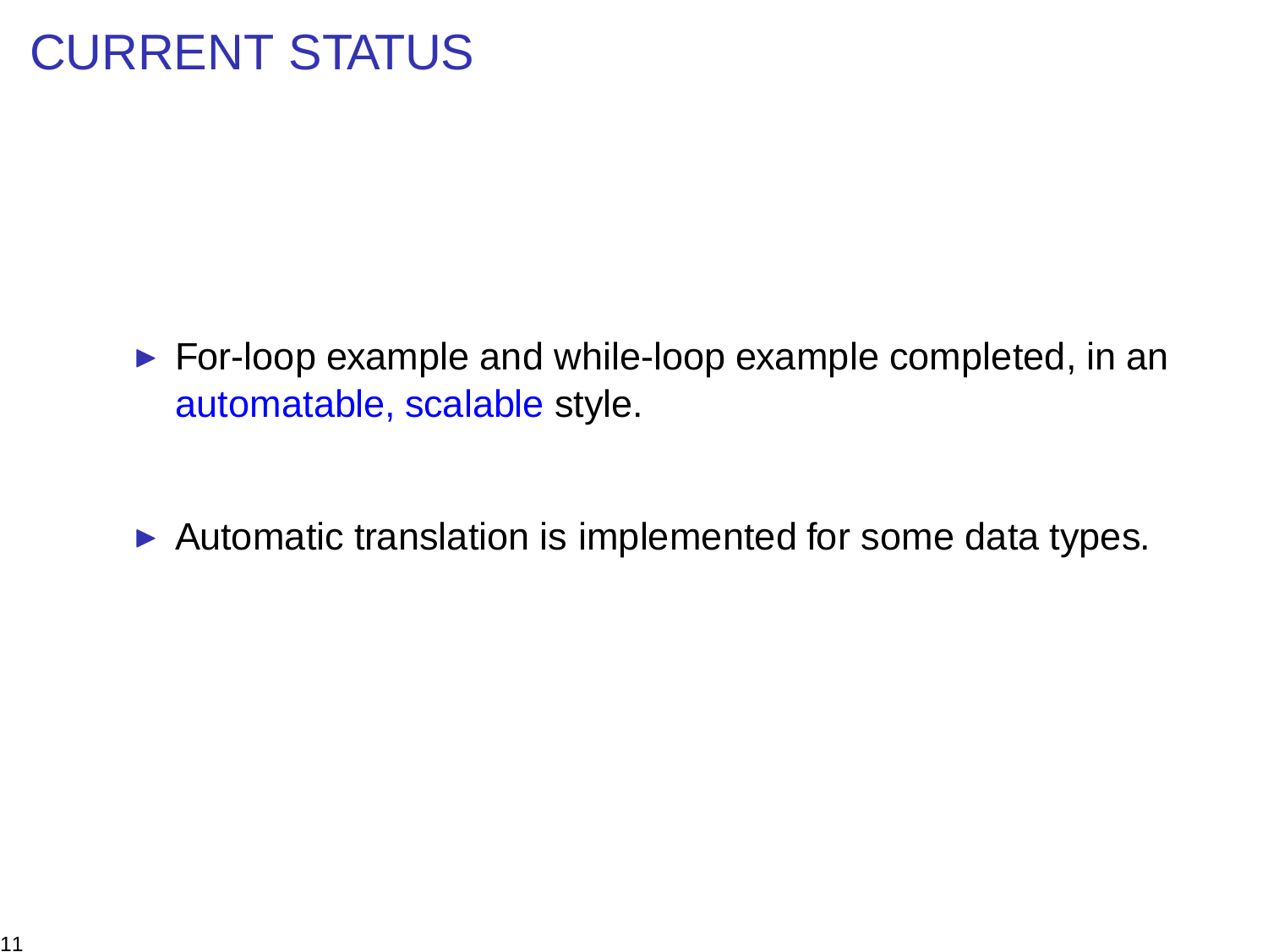# CURRENT STATUS

- For-loop example and while-loop example completed, in an automatable, scalable style.
- Automatic translation is implemented for some data types.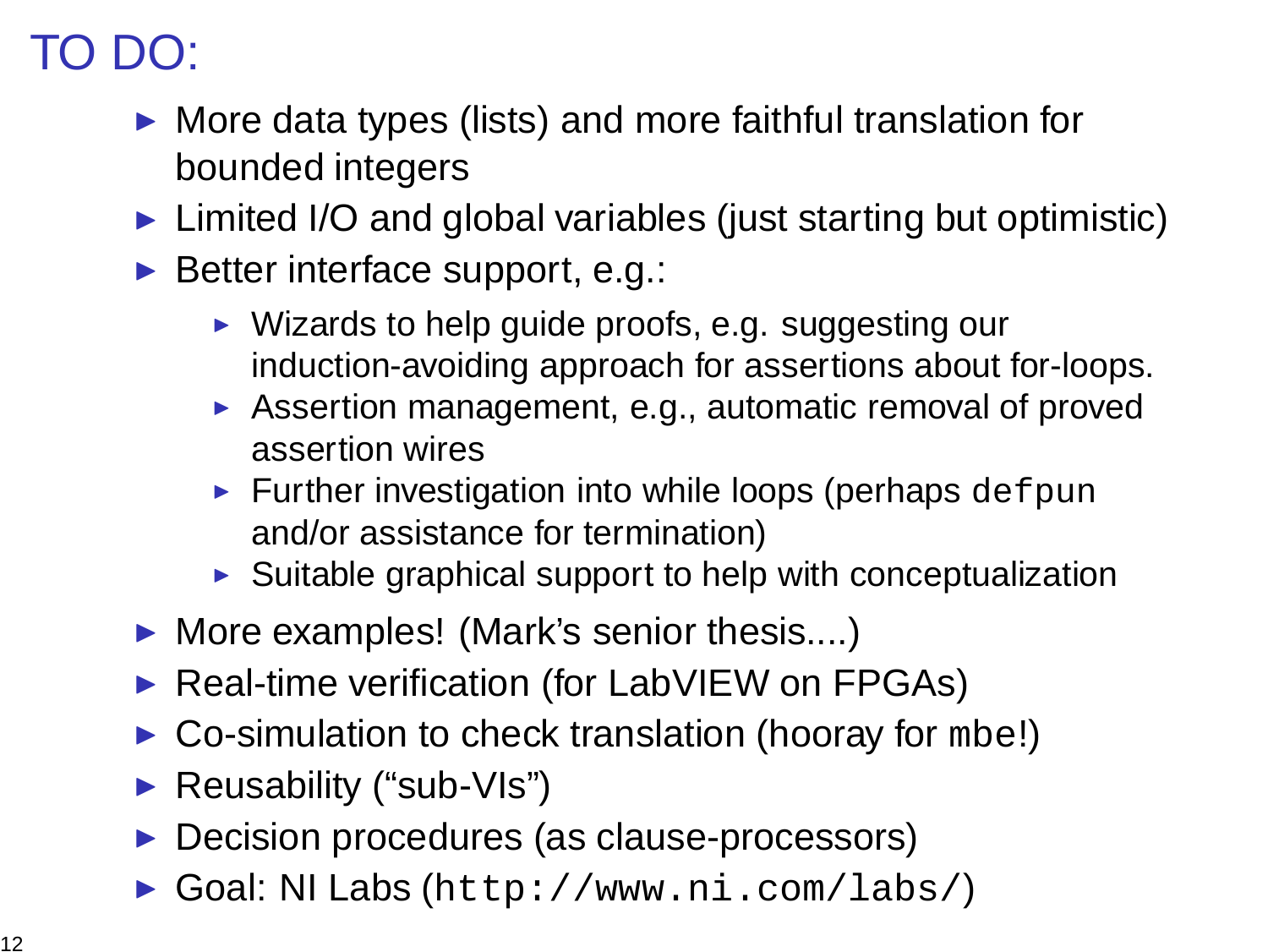# TO DO:

- More data types (lists) and more faithful translation for bounded integers
- Limited I/O and global variables (just starting but optimistic)
- Better interface support, e.g.:
  - Wizards to help guide proofs, e.g. suggesting our induction-avoiding approach for assertions about for-loops.
  - Assertion management, e.g., automatic removal of proved assertion wires
  - Further investigation into while loops (perhaps `defpun` and/or assistance for termination)
  - Suitable graphical support to help with conceptualization
- More examples! (Mark's senior thesis....)
- Real-time verification (for LabVIEW on FPGAs)
- Co-simulation to check translation (hooray for `mbe`!)
- Reusability ("sub-VIs")
- Decision procedures (as clause-processors)
- Goal: NI Labs (`http://www.ni.com/labs/`)